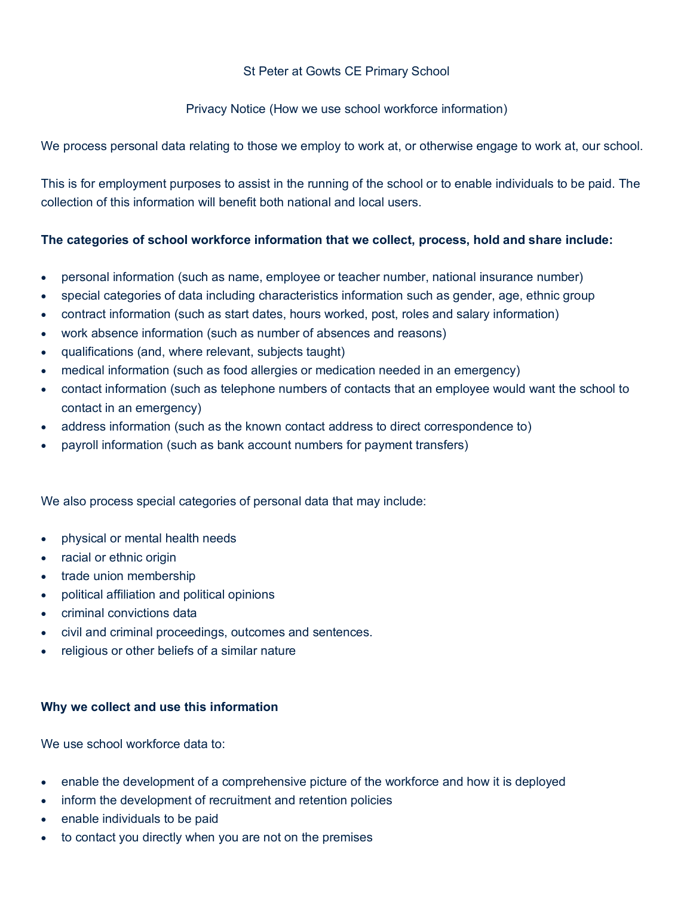St Peter at Gowts CE Primary School

Privacy Notice (How we use school workforce information)

We process personal data relating to those we employ to work at, or otherwise engage to work at, our school.

This is for employment purposes to assist in the running of the school or to enable individuals to be paid. The collection of this information will benefit both national and local users.

**The categories of school workforce information that we collect, process, hold and share include:**

- personal information (such as name, employee or teacher number, national insurance number)
- special categories of data including characteristics information such as gender, age, ethnic group
- contract information (such as start dates, hours worked, post, roles and salary information)
- work absence information (such as number of absences and reasons)
- qualifications (and, where relevant, subjects taught)
- medical information (such as food allergies or medication needed in an emergency)
- contact information (such as telephone numbers of contacts that an employee would want the school to contact in an emergency)
- address information (such as the known contact address to direct correspondence to)
- payroll information (such as bank account numbers for payment transfers)

We also process special categories of personal data that may include:

- physical or mental health needs
- racial or ethnic origin
- trade union membership
- political affiliation and political opinions
- criminal convictions data
- civil and criminal proceedings, outcomes and sentences.
- religious or other beliefs of a similar nature

**Why we collect and use this information**

We use school workforce data to:

- enable the development of a comprehensive picture of the workforce and how it is deployed
- inform the development of recruitment and retention policies
- enable individuals to be paid
- to contact you directly when you are not on the premises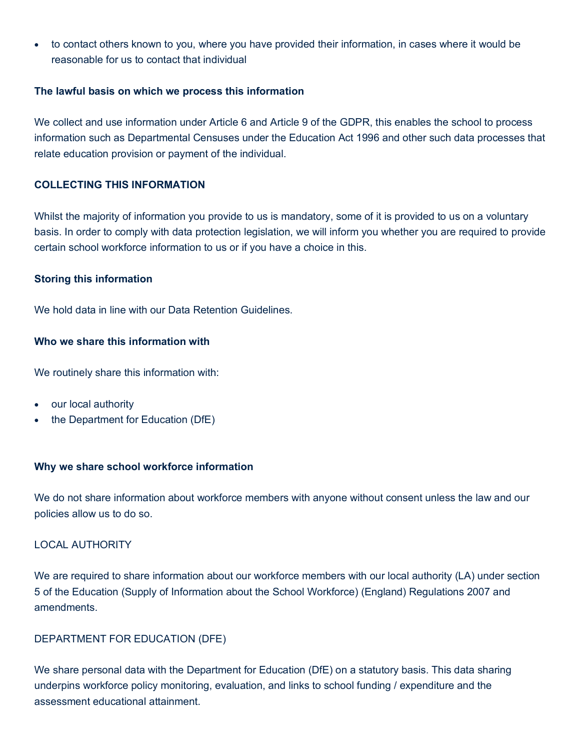- to contact others known to you, where you have provided their information, in cases where it would be reasonable for us to contact that individual

**The lawful basis on which we process this information**

We collect and use information under Article 6 and Article 9 of the GDPR, this enables the school to process information such as Departmental Censuses under the Education Act 1996 and other such data processes that relate education provision or payment of the individual.

**COLLECTING THIS INFORMATION**

Whilst the majority of information you provide to us is mandatory, some of it is provided to us on a voluntary basis. In order to comply with data protection legislation, we will inform you whether you are required to provide certain school workforce information to us or if you have a choice in this.

**Storing this information**

We hold data in line with our Data Retention Guidelines.

**Who we share this information with**

We routinely share this information with:

- our local authority
- the Department for Education (DfE)

**Why we share school workforce information**

We do not share information about workforce members with anyone without consent unless the law and our policies allow us to do so.

LOCAL AUTHORITY

We are required to share information about our workforce members with our local authority (LA) under section 5 of the Education (Supply of Information about the School Workforce) (England) Regulations 2007 and amendments.

DEPARTMENT FOR EDUCATION (DFE)

We share personal data with the Department for Education (DfE) on a statutory basis. This data sharing underpins workforce policy monitoring, evaluation, and links to school funding / expenditure and the assessment educational attainment.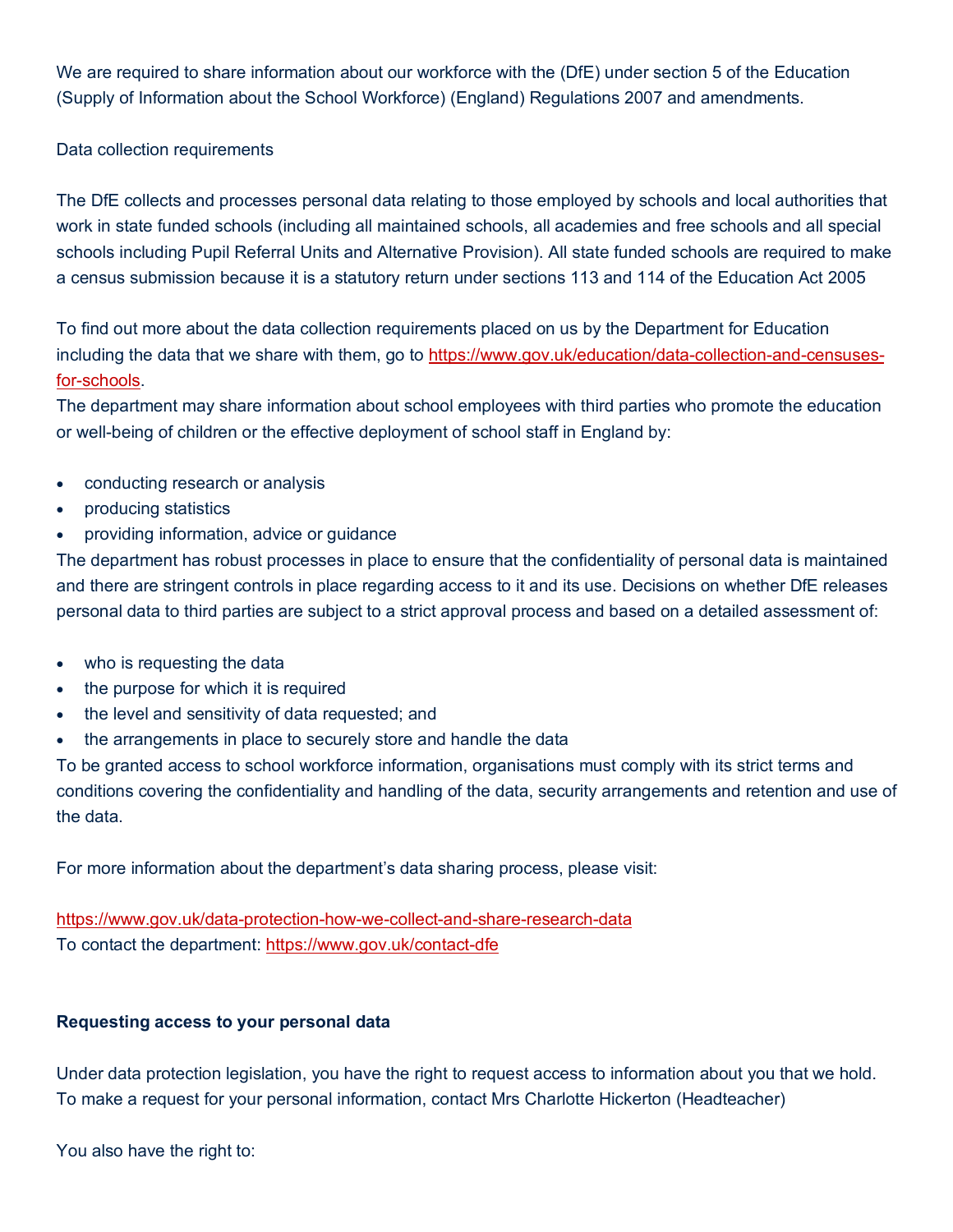We are required to share information about our workforce with the (DfE) under section 5 of the Education (Supply of Information about the School Workforce) (England) Regulations 2007 and amendments.

Data collection requirements

The DfE collects and processes personal data relating to those employed by schools and local authorities that work in state funded schools (including all maintained schools, all academies and free schools and all special schools including Pupil Referral Units and Alternative Provision). All state funded schools are required to make a census submission because it is a statutory return under sections 113 and 114 of the Education Act 2005

To find out more about the data collection requirements placed on us by the Department for Education including the data that we share with them, go to [https://www.gov.uk/education/data-collection-and-censuses-for-schools](https://www.gov.uk/education/data-collection-and-censuses-for-schools).

The department may share information about school employees with third parties who promote the education or well-being of children or the effective deployment of school staff in England by:

- conducting research or analysis
- producing statistics
- providing information, advice or guidance

The department has robust processes in place to ensure that the confidentiality of personal data is maintained and there are stringent controls in place regarding access to it and its use. Decisions on whether DfE releases personal data to third parties are subject to a strict approval process and based on a detailed assessment of:

- who is requesting the data
- the purpose for which it is required
- the level and sensitivity of data requested; and
- the arrangements in place to securely store and handle the data

To be granted access to school workforce information, organisations must comply with its strict terms and conditions covering the confidentiality and handling of the data, security arrangements and retention and use of the data.

For more information about the department's data sharing process, please visit:

[https://www.gov.uk/data-protection-how-we-collect-and-share-research-data](https://www.gov.uk/data-protection-how-we-collect-and-share-research-data)

To contact the department: [https://www.gov.uk/contact-dfe](https://www.gov.uk/contact-dfe)

**Requesting access to your personal data**

Under data protection legislation, you have the right to request access to information about you that we hold. To make a request for your personal information, contact Mrs Charlotte Hickerton (Headteacher)

You also have the right to: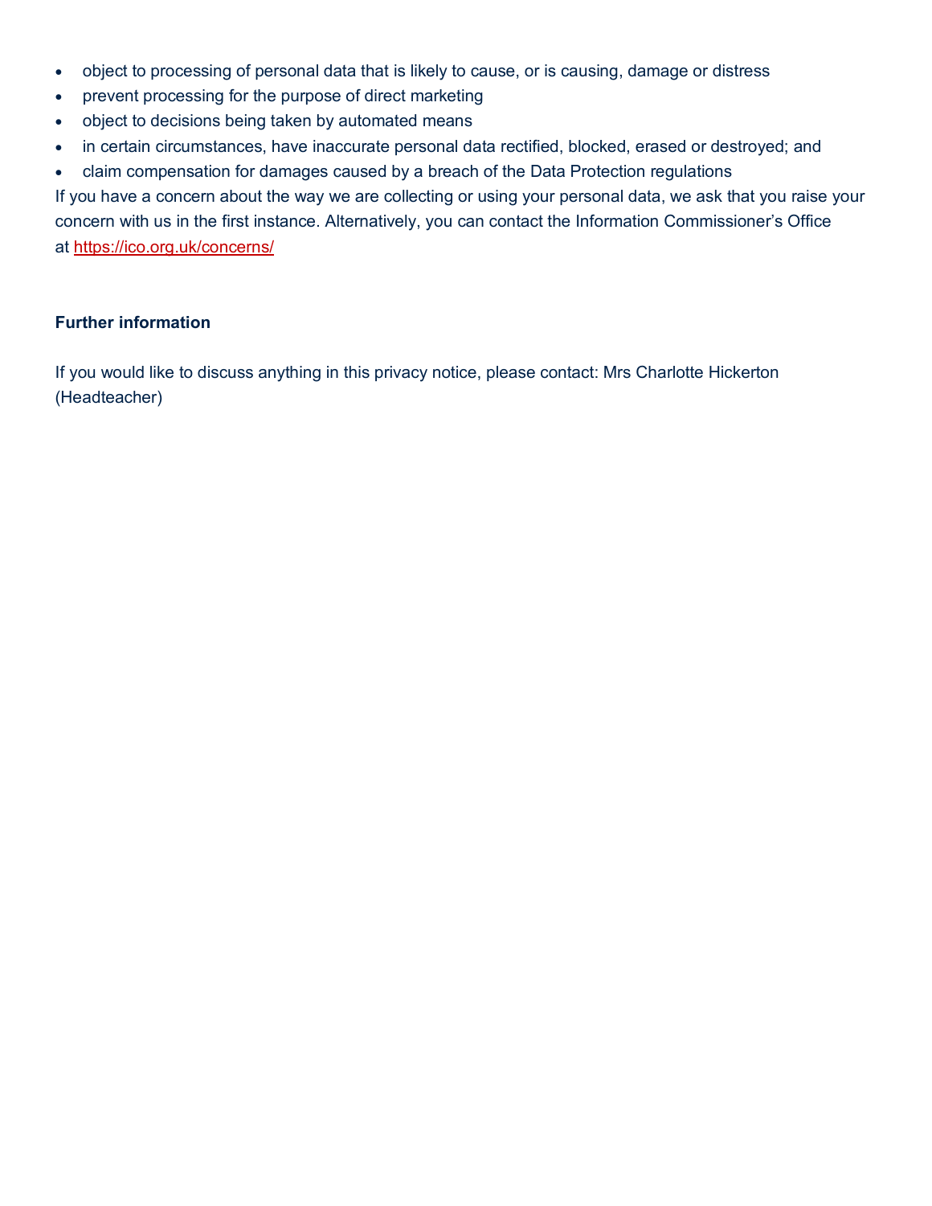- object to processing of personal data that is likely to cause, or is causing, damage or distress
- prevent processing for the purpose of direct marketing
- object to decisions being taken by automated means
- in certain circumstances, have inaccurate personal data rectified, blocked, erased or destroyed; and
- claim compensation for damages caused by a breach of the Data Protection regulations

If you have a concern about the way we are collecting or using your personal data, we ask that you raise your concern with us in the first instance. Alternatively, you can contact the Information Commissioner's Office at https://ico.org.uk/concerns/

**Further information**

If you would like to discuss anything in this privacy notice, please contact: Mrs Charlotte Hickerton (Headteacher)